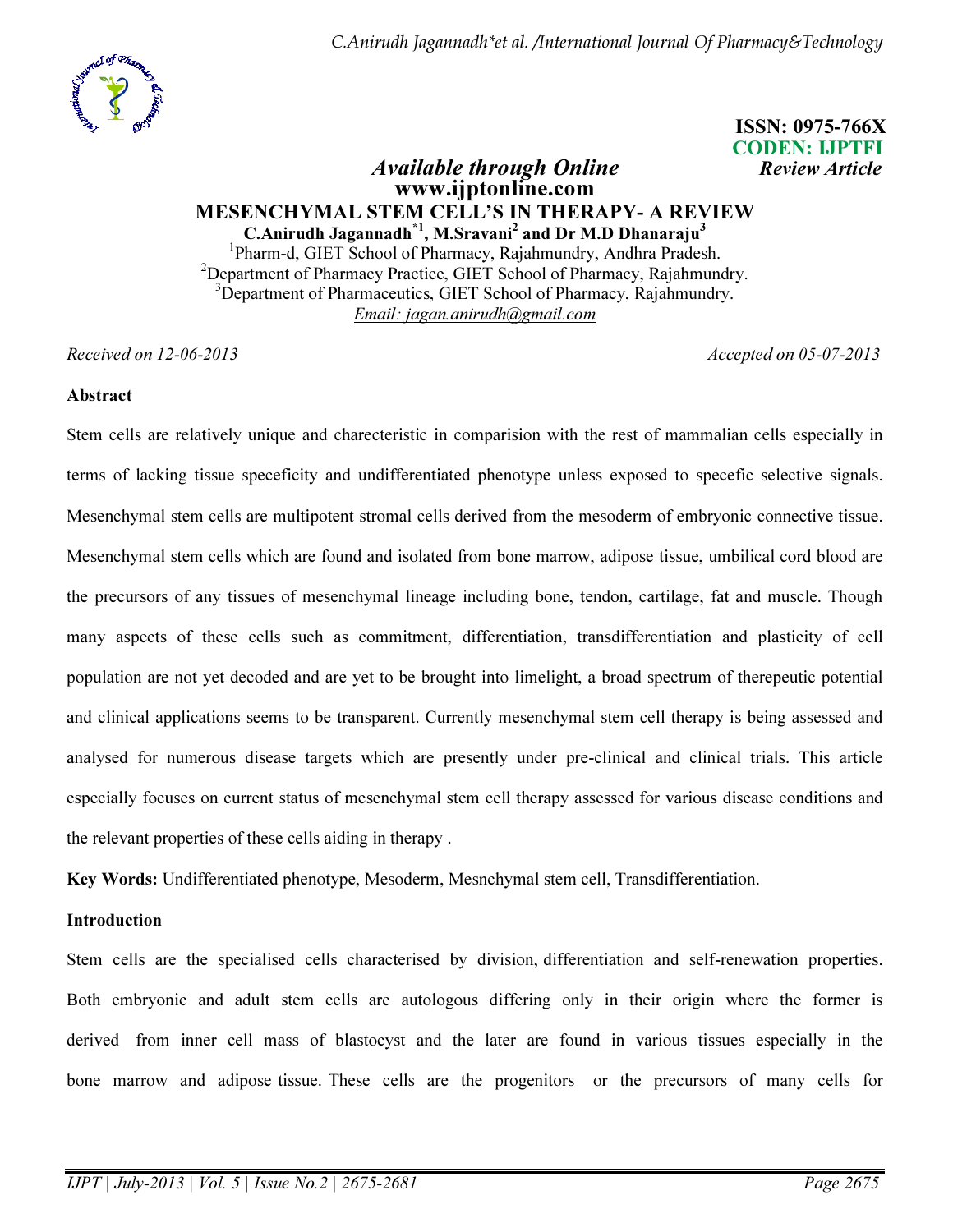ISSN: 0975-766X
CODEN: IJPTFI

*Available through Online* *Review Article*

**www.ijptonline.com**

# MESENCHYMAL STEM CELL'S IN THERAPY- A REVIEW

**C.Anirudh Jagannadh[*1], M.Sravani[2] and Dr M.D Dhanaraju[3]**

[1]Pharm-d, GIET School of Pharmacy, Rajahmundry, Andhra Pradesh.
[2]Department of Pharmacy Practice, GIET School of Pharmacy, Rajahmundry.
[3]Department of Pharmaceutics, GIET School of Pharmacy, Rajahmundry.
Email: jagan.anirudh@gmail.com

*Received on 12-06-2013* *Accepted on 05-07-2013*

## Abstract

Stem cells are relatively unique and charecteristic in comparision with the rest of mammalian cells especially in terms of lacking tissue speceficity and undifferentiated phenotype unless exposed to specefic selective signals. Mesenchymal stem cells are multipotent stromal cells derived from the mesoderm of embryonic connective tissue. Mesenchymal stem cells which are found and isolated from bone marrow, adipose tissue, umbilical cord blood are the precursors of any tissues of mesenchymal lineage including bone, tendon, cartilage, fat and muscle. Though many aspects of these cells such as commitment, differentiation, transdifferentiation and plasticity of cell population are not yet decoded and are yet to be brought into limelight, a broad spectrum of therepeutic potential and clinical applications seems to be transparent. Currently mesenchymal stem cell therapy is being assessed and analysed for numerous disease targets which are presently under pre-clinical and clinical trials. This article especially focuses on current status of mesenchymal stem cell therapy assessed for various disease conditions and the relevant properties of these cells aiding in therapy .

**Key Words:** Undifferentiated phenotype, Mesoderm, Mesnchymal stem cell, Transdifferentiation.

## Introduction

Stem cells are the specialised cells characterised by division, differentiation and self-renewation properties. Both embryonic and adult stem cells are autologous differing only in their origin where the former is derived from inner cell mass of blastocyst and the later are found in various tissues especially in the bone marrow and adipose tissue. These cells are the progenitors or the precursors of many cells for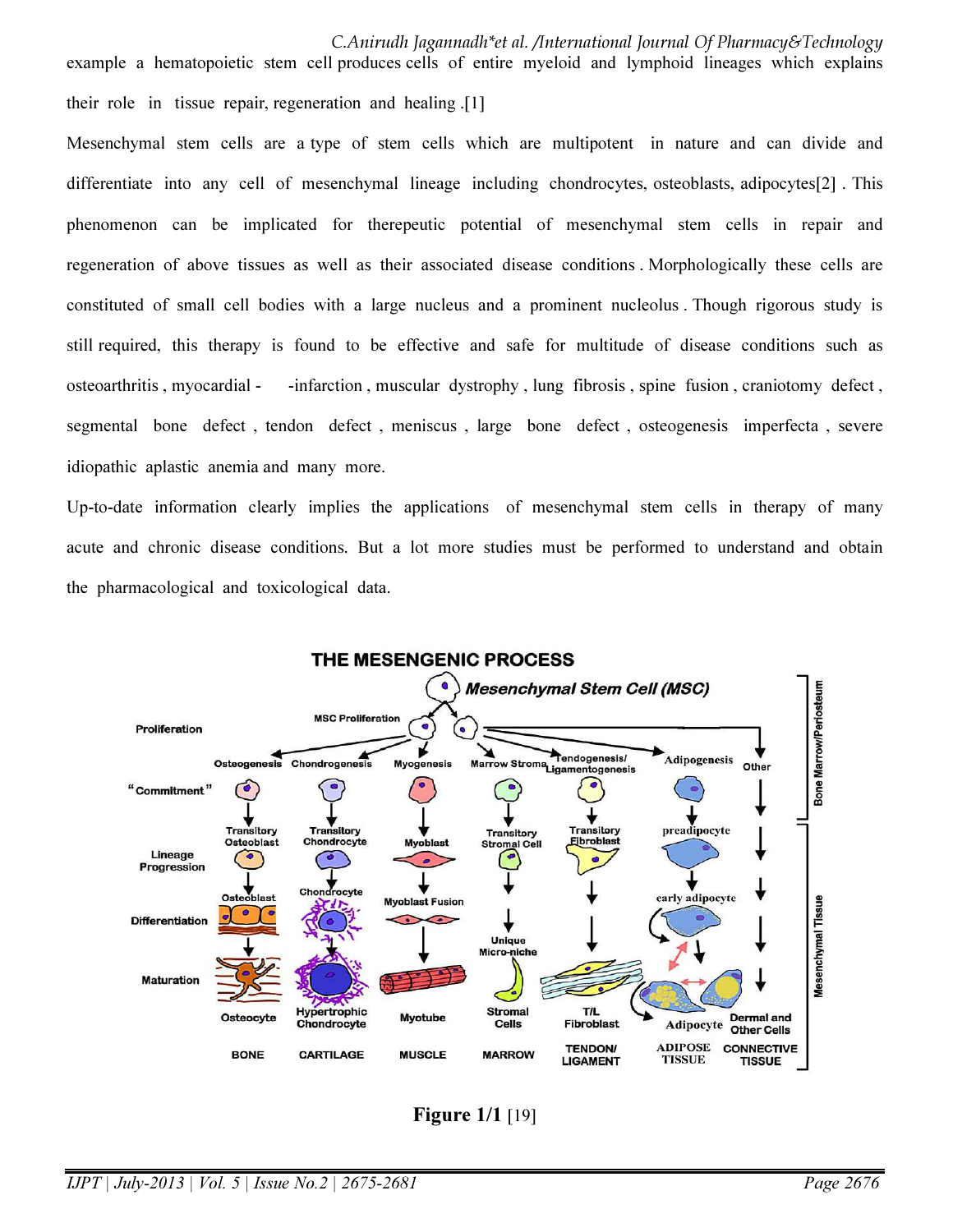example a hematopoietic stem cell produces cells of entire myeloid and lymphoid lineages which explains their role in tissue repair, regeneration and healing .[1]

Mesenchymal stem cells are a type of stem cells which are multipotent in nature and can divide and differentiate into any cell of mesenchymal lineage including chondrocytes, osteoblasts, adipocytes[2] . This phenomenon can be implicated for therepeutic potential of mesenchymal stem cells in repair and regeneration of above tissues as well as their associated disease conditions . Morphologically these cells are constituted of small cell bodies with a large nucleus and a prominent nucleolus . Though rigorous study is still required, this therapy is found to be effective and safe for multitude of disease conditions such as osteoarthritis , myocardial - -infarction , muscular dystrophy , lung fibrosis , spine fusion , craniotomy defect , segmental bone defect , tendon defect , meniscus , large bone defect , osteogenesis imperfecta , severe idiopathic aplastic anemia and many more.

Up-to-date information clearly implies the applications of mesenchymal stem cells in therapy of many acute and chronic disease conditions. But a lot more studies must be performed to understand and obtain the pharmacological and toxicological data.

**Figure 1/1** [19]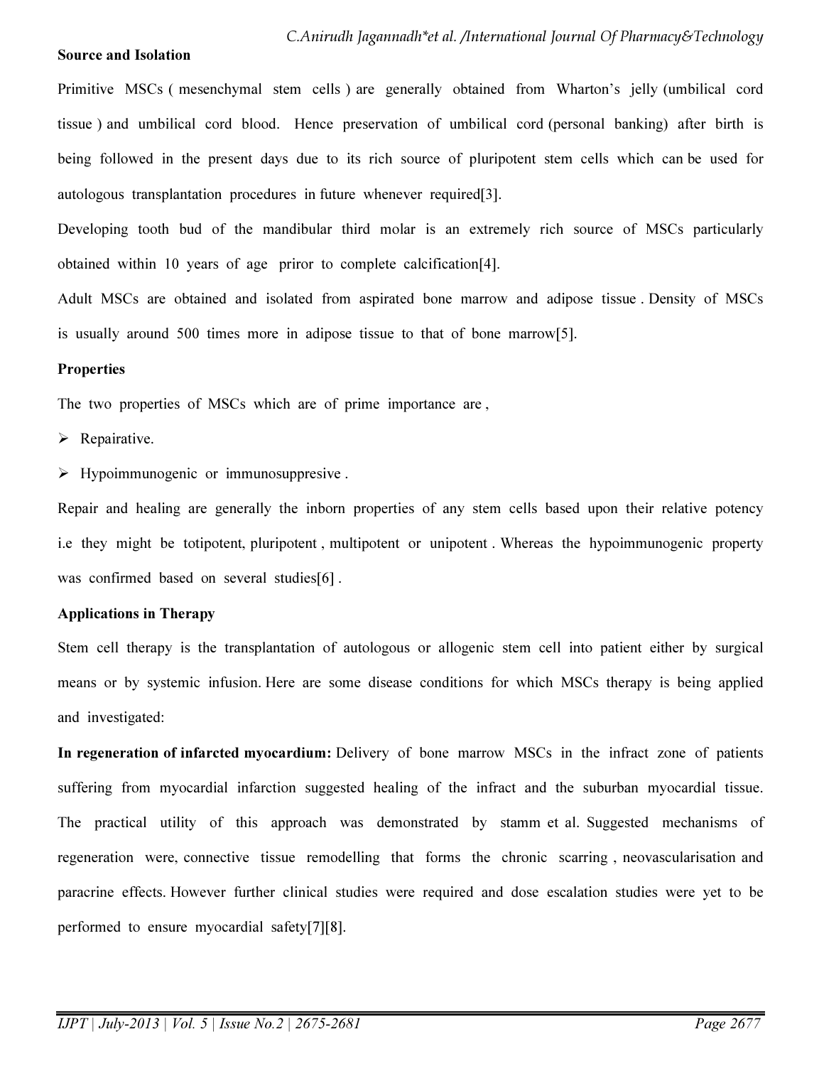**Source and Isolation**

Primitive MSCs ( mesenchymal stem cells ) are generally obtained from Wharton's jelly (umbilical cord tissue ) and umbilical cord blood. Hence preservation of umbilical cord (personal banking) after birth is being followed in the present days due to its rich source of pluripotent stem cells which can be used for autologous transplantation procedures in future whenever required[3].

Developing tooth bud of the mandibular third molar is an extremely rich source of MSCs particularly obtained within 10 years of age priror to complete calcification[4].

Adult MSCs are obtained and isolated from aspirated bone marrow and adipose tissue . Density of MSCs is usually around 500 times more in adipose tissue to that of bone marrow[5].

**Properties**

The two properties of MSCs which are of prime importance are ,

- Repairative.
- Hypoimmunogenic or immunosuppresive .

Repair and healing are generally the inborn properties of any stem cells based upon their relative potency i.e they might be totipotent, pluripotent , multipotent or unipotent . Whereas the hypoimmunogenic property was confirmed based on several studies[6] .

**Applications in Therapy**

Stem cell therapy is the transplantation of autologous or allogenic stem cell into patient either by surgical means or by systemic infusion. Here are some disease conditions for which MSCs therapy is being applied and investigated:

**In regeneration of infarcted myocardium:** Delivery of bone marrow MSCs in the infract zone of patients suffering from myocardial infarction suggested healing of the infract and the suburban myocardial tissue. The practical utility of this approach was demonstrated by stamm et al. Suggested mechanisms of regeneration were, connective tissue remodelling that forms the chronic scarring , neovascularisation and paracrine effects. However further clinical studies were required and dose escalation studies were yet to be performed to ensure myocardial safety[7][8].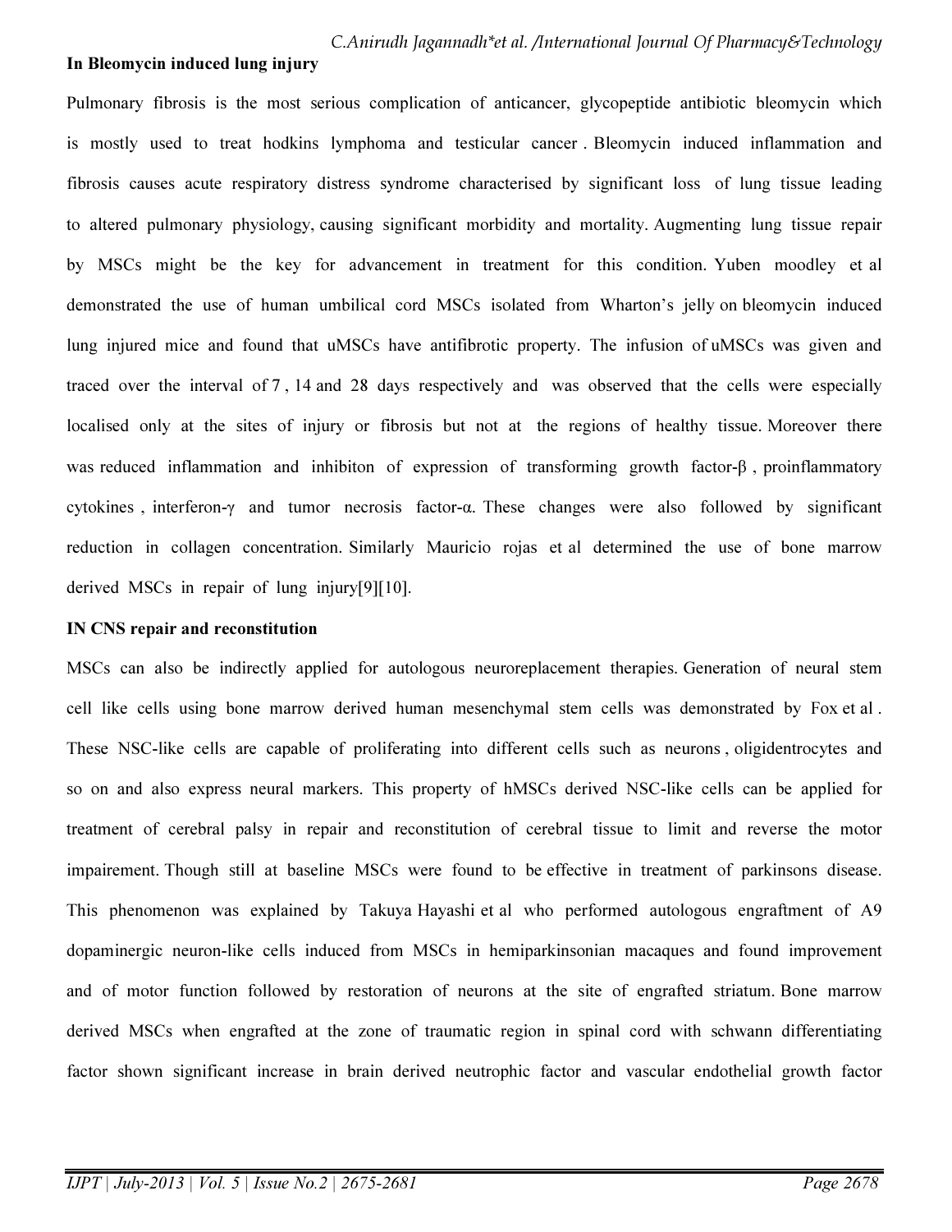**In Bleomycin induced lung injury**

Pulmonary fibrosis is the most serious complication of anticancer, glycopeptide antibiotic bleomycin which is mostly used to treat hodkins lymphoma and testicular cancer . Bleomycin induced inflammation and fibrosis causes acute respiratory distress syndrome characterised by significant loss of lung tissue leading to altered pulmonary physiology, causing significant morbidity and mortality. Augmenting lung tissue repair by MSCs might be the key for advancement in treatment for this condition. Yuben moodley et al demonstrated the use of human umbilical cord MSCs isolated from Wharton's jelly on bleomycin induced lung injured mice and found that uMSCs have antifibrotic property. The infusion of uMSCs was given and traced over the interval of 7 , 14 and 28 days respectively and was observed that the cells were especially localised only at the sites of injury or fibrosis but not at the regions of healthy tissue. Moreover there was reduced inflammation and inhibiton of expression of transforming growth factor-β , proinflammatory cytokines , interferon-γ and tumor necrosis factor-α. These changes were also followed by significant reduction in collagen concentration. Similarly Mauricio rojas et al determined the use of bone marrow derived MSCs in repair of lung injury[9][10].

**IN CNS repair and reconstitution**

MSCs can also be indirectly applied for autologous neuroreplacement therapies. Generation of neural stem cell like cells using bone marrow derived human mesenchymal stem cells was demonstrated by Fox et al . These NSC-like cells are capable of proliferating into different cells such as neurons , oligidentrocytes and so on and also express neural markers. This property of hMSCs derived NSC-like cells can be applied for treatment of cerebral palsy in repair and reconstitution of cerebral tissue to limit and reverse the motor impairement. Though still at baseline MSCs were found to be effective in treatment of parkinsons disease. This phenomenon was explained by Takuya Hayashi et al who performed autologous engraftment of A9 dopaminergic neuron-like cells induced from MSCs in hemiparkinsonian macaques and found improvement and of motor function followed by restoration of neurons at the site of engrafted striatum. Bone marrow derived MSCs when engrafted at the zone of traumatic region in spinal cord with schwann differentiating factor shown significant increase in brain derived neutrophic factor and vascular endothelial growth factor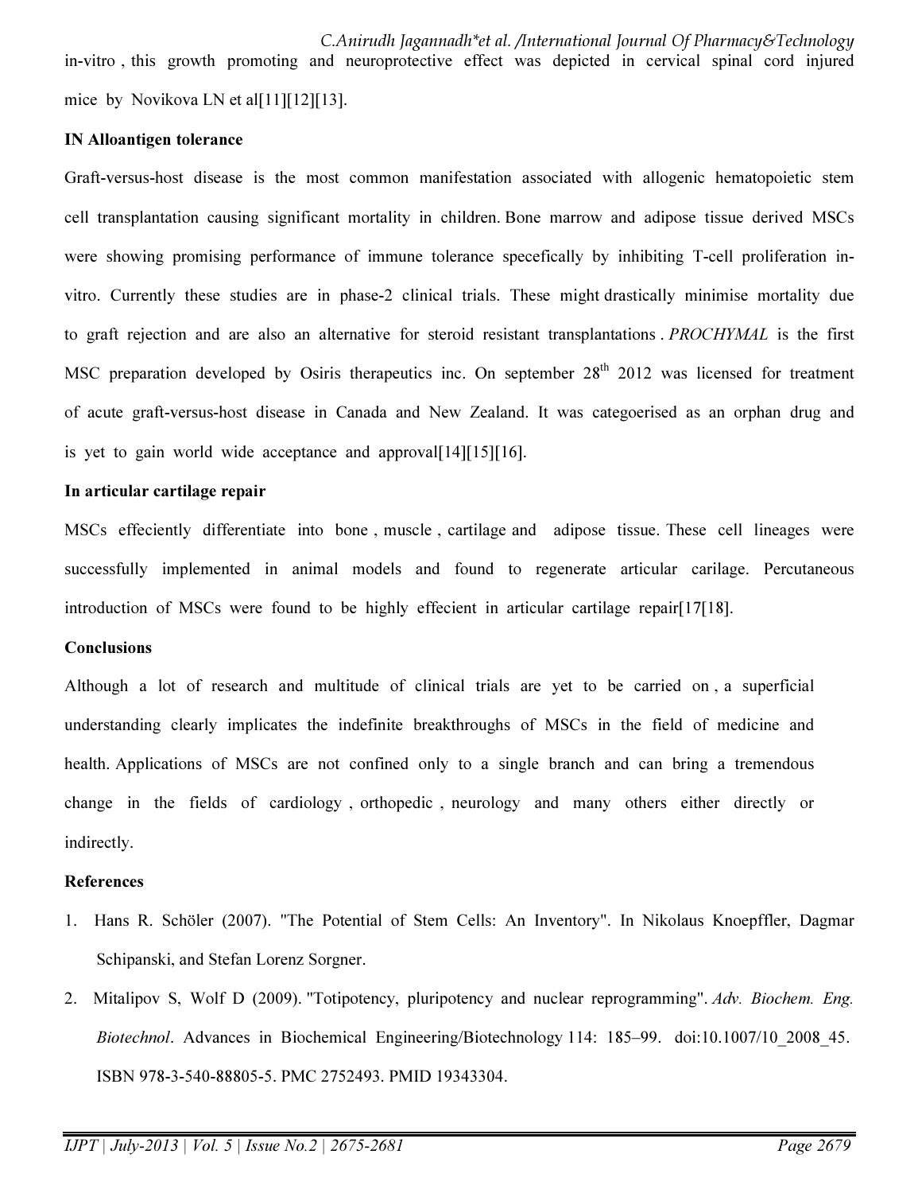in-vitro , this growth promoting and neuroprotective effect was depicted in cervical spinal cord injured mice by Novikova LN et al[11][12][13].

**IN Alloantigen tolerance**

Graft-versus-host disease is the most common manifestation associated with allogenic hematopoietic stem cell transplantation causing significant mortality in children. Bone marrow and adipose tissue derived MSCs were showing promising performance of immune tolerance specefically by inhibiting T-cell proliferation in-vitro. Currently these studies are in phase-2 clinical trials. These might drastically minimise mortality due to graft rejection and are also an alternative for steroid resistant transplantations . *PROCHYMAL* is the first MSC preparation developed by Osiris therapeutics inc. On september 28th 2012 was licensed for treatment of acute graft-versus-host disease in Canada and New Zealand. It was categoerised as an orphan drug and is yet to gain world wide acceptance and approval[14][15][16].

**In articular cartilage repair**

MSCs effeciently differentiate into bone , muscle , cartilage and adipose tissue. These cell lineages were successfully implemented in animal models and found to regenerate articular carilage. Percutaneous introduction of MSCs were found to be highly effecient in articular cartilage repair[17[18].

**Conclusions**

Although a lot of research and multitude of clinical trials are yet to be carried on , a superficial understanding clearly implicates the indefinite breakthroughs of MSCs in the field of medicine and health. Applications of MSCs are not confined only to a single branch and can bring a tremendous change in the fields of cardiology , orthopedic , neurology and many others either directly or indirectly.

**References**

1. Hans R. Schöler (2007). "The Potential of Stem Cells: An Inventory". In Nikolaus Knoepffler, Dagmar Schipanski, and Stefan Lorenz Sorgner.
2. Mitalipov S, Wolf D (2009). "Totipotency, pluripotency and nuclear reprogramming". *Adv. Biochem. Eng. Biotechnol*. Advances in Biochemical Engineering/Biotechnology 114: 185–99. doi:10.1007/10_2008_45. ISBN 978-3-540-88805-5. PMC 2752493. PMID 19343304.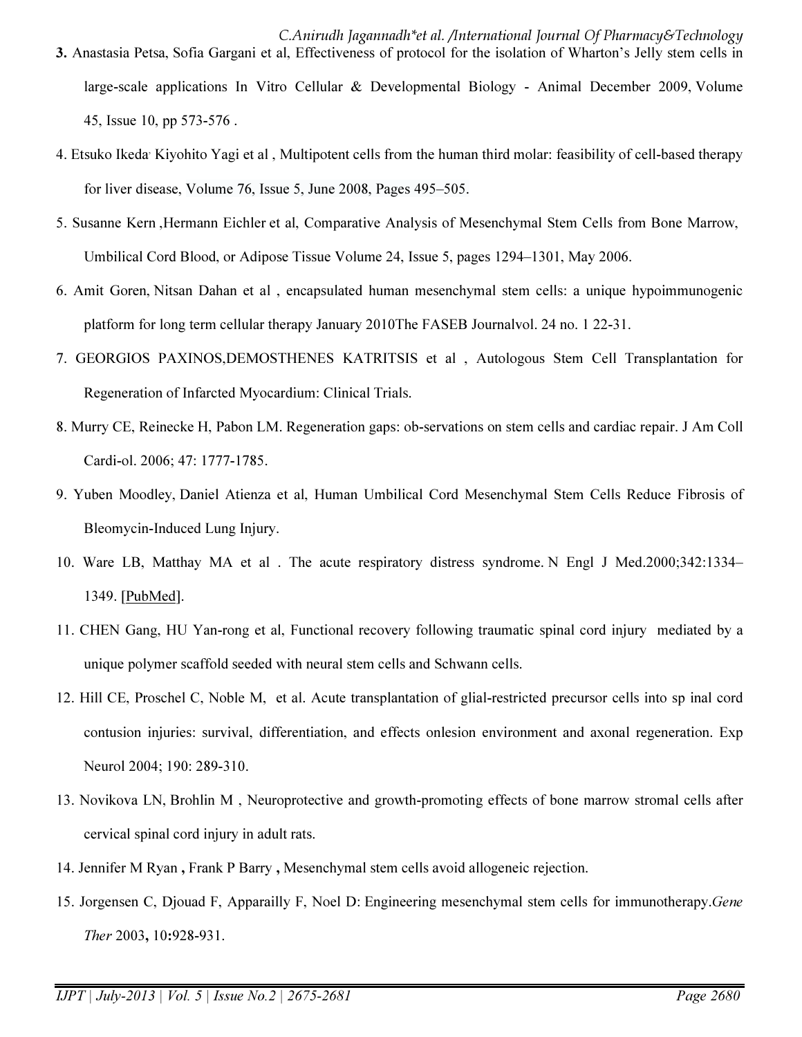3. Anastasia Petsa, Sofia Gargani et al, Effectiveness of protocol for the isolation of Wharton's Jelly stem cells in large-scale applications In Vitro Cellular & Developmental Biology - Animal December 2009, Volume 45, Issue 10, pp 573-576 .

4. Etsuko Ikeda, Kiyohito Yagi et al , Multipotent cells from the human third molar: feasibility of cell-based therapy for liver disease, Volume 76, Issue 5, June 2008, Pages 495–505.

5. Susanne Kern ,Hermann Eichler et al, Comparative Analysis of Mesenchymal Stem Cells from Bone Marrow, Umbilical Cord Blood, or Adipose Tissue Volume 24, Issue 5, pages 1294–1301, May 2006.

6. Amit Goren, Nitsan Dahan et al , encapsulated human mesenchymal stem cells: a unique hypoimmunogenic platform for long term cellular therapy January 2010The FASEB Journalvol. 24 no. 1 22-31.

7. GEORGIOS PAXINOS,DEMOSTHENES KATRITSIS et al , Autologous Stem Cell Transplantation for Regeneration of Infarcted Myocardium: Clinical Trials.

8. Murry CE, Reinecke H, Pabon LM. Regeneration gaps: ob-servations on stem cells and cardiac repair. J Am Coll Cardi-ol. 2006; 47: 1777-1785.

9. Yuben Moodley, Daniel Atienza et al, Human Umbilical Cord Mesenchymal Stem Cells Reduce Fibrosis of Bleomycin-Induced Lung Injury.

10. Ware LB, Matthay MA et al . The acute respiratory distress syndrome. N Engl J Med.2000;342:1334–1349. [PubMed].

11. CHEN Gang, HU Yan-rong et al, Functional recovery following traumatic spinal cord injury mediated by a unique polymer scaffold seeded with neural stem cells and Schwann cells.

12. Hill CE, Proschel C, Noble M, et al. Acute transplantation of glial-restricted precursor cells into sp inal cord contusion injuries: survival, differentiation, and effects onlesion environment and axonal regeneration. Exp Neurol 2004; 190: 289-310.

13. Novikova LN, Brohlin M , Neuroprotective and growth-promoting effects of bone marrow stromal cells after cervical spinal cord injury in adult rats.

14. Jennifer M Ryan **,** Frank P Barry **,** Mesenchymal stem cells avoid allogeneic rejection.

15. Jorgensen C, Djouad F, Apparailly F, Noel D: Engineering mesenchymal stem cells for immunotherapy.*Gene Ther* 2003**,** 10**:**928-931.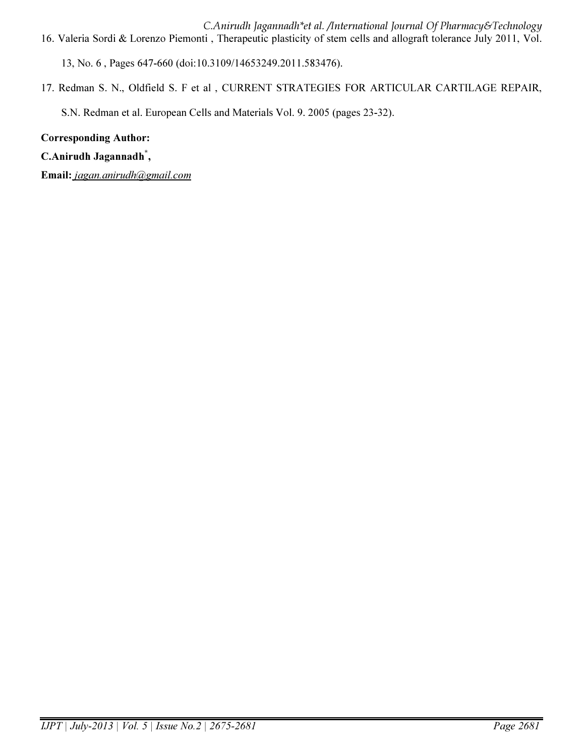16. Valeria Sordi & Lorenzo Piemonti , Therapeutic plasticity of stem cells and allograft tolerance July 2011, Vol. 13, No. 6 , Pages 647-660 (doi:10.3109/14653249.2011.583476).

17. Redman S. N., Oldfield S. F et al , CURRENT STRATEGIES FOR ARTICULAR CARTILAGE REPAIR, S.N. Redman et al. European Cells and Materials Vol. 9. 2005 (pages 23-32).

**Corresponding Author:**

**C.Anirudh Jagannadh*,**

**Email:** *jagan.anirudh@gmail.com*